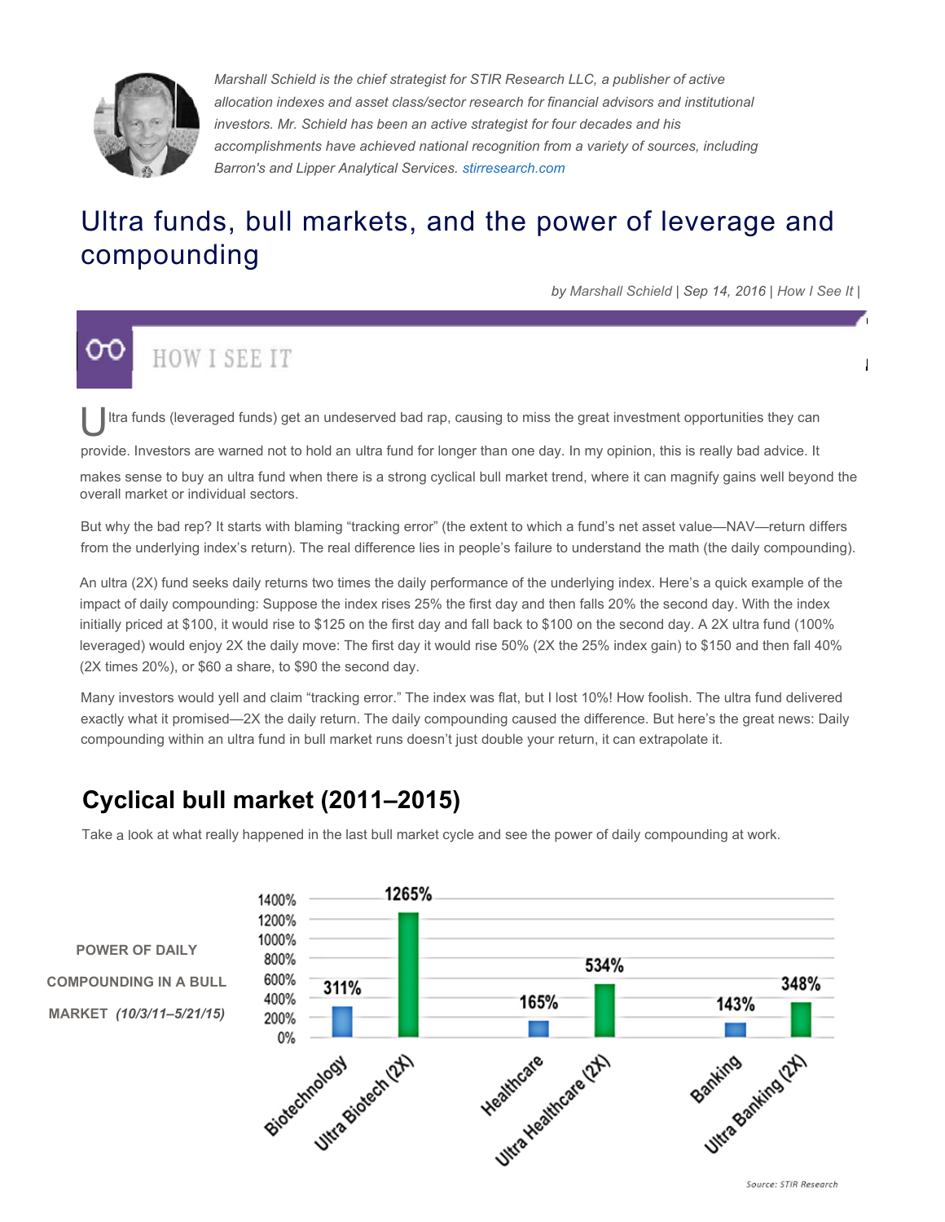*Marshall Schield is the chief strategist for STIR Research LLC, a publisher of active allocation indexes and asset class/sector research for financial advisors and institutional investors. Mr. Schield has been an active strategist for four decades and his accomplishments have achieved national recognition from a variety of sources, including Barron's and Lipper Analytical Services. stirresearch.com*

# Ultra funds, bull markets, and the power of leverage and compounding

*by Marshall Schield | Sep 14, 2016 | How I See It |*

HOW I SEE IT

Ultra funds (leveraged funds) get an undeserved bad rap, causing to miss the great investment opportunities they can provide. Investors are warned not to hold an ultra fund for longer than one day. In my opinion, this is really bad advice. It makes sense to buy an ultra fund when there is a strong cyclical bull market trend, where it can magnify gains well beyond the overall market or individual sectors.

But why the bad rep? It starts with blaming "tracking error" (the extent to which a fund's net asset value—NAV—return differs from the underlying index's return). The real difference lies in people's failure to understand the math (the daily compounding).

An ultra (2X) fund seeks daily returns two times the daily performance of the underlying index. Here's a quick example of the impact of daily compounding: Suppose the index rises 25% the first day and then falls 20% the second day. With the index initially priced at \$100, it would rise to \$125 on the first day and fall back to \$100 on the second day. A 2X ultra fund (100% leveraged) would enjoy 2X the daily move: The first day it would rise 50% (2X the 25% index gain) to \$150 and then fall 40% (2X times 20%), or \$60 a share, to \$90 the second day.

Many investors would yell and claim "tracking error." The index was flat, but I lost 10%! How foolish. The ultra fund delivered exactly what it promised—2X the daily return. The daily compounding caused the difference. But here's the great news: Daily compounding within an ultra fund in bull market runs doesn't just double your return, it can extrapolate it.

## Cyclical bull market (2011–2015)

Take a look at what really happened in the last bull market cycle and see the power of daily compounding at work.

**POWER OF DAILY COMPOUNDING IN A BULL MARKET** *(10/3/11–5/21/15)*

| Sector | Return |
|---|---|
| Biotechnology | 311% |
| Ultra Biotech (2X) | 1265% |
| Healthcare | 165% |
| Ultra Healthcare (2X) | 534% |
| Banking | 143% |
| Ultra Banking (2X) | 348% |

*Source: STIR Research*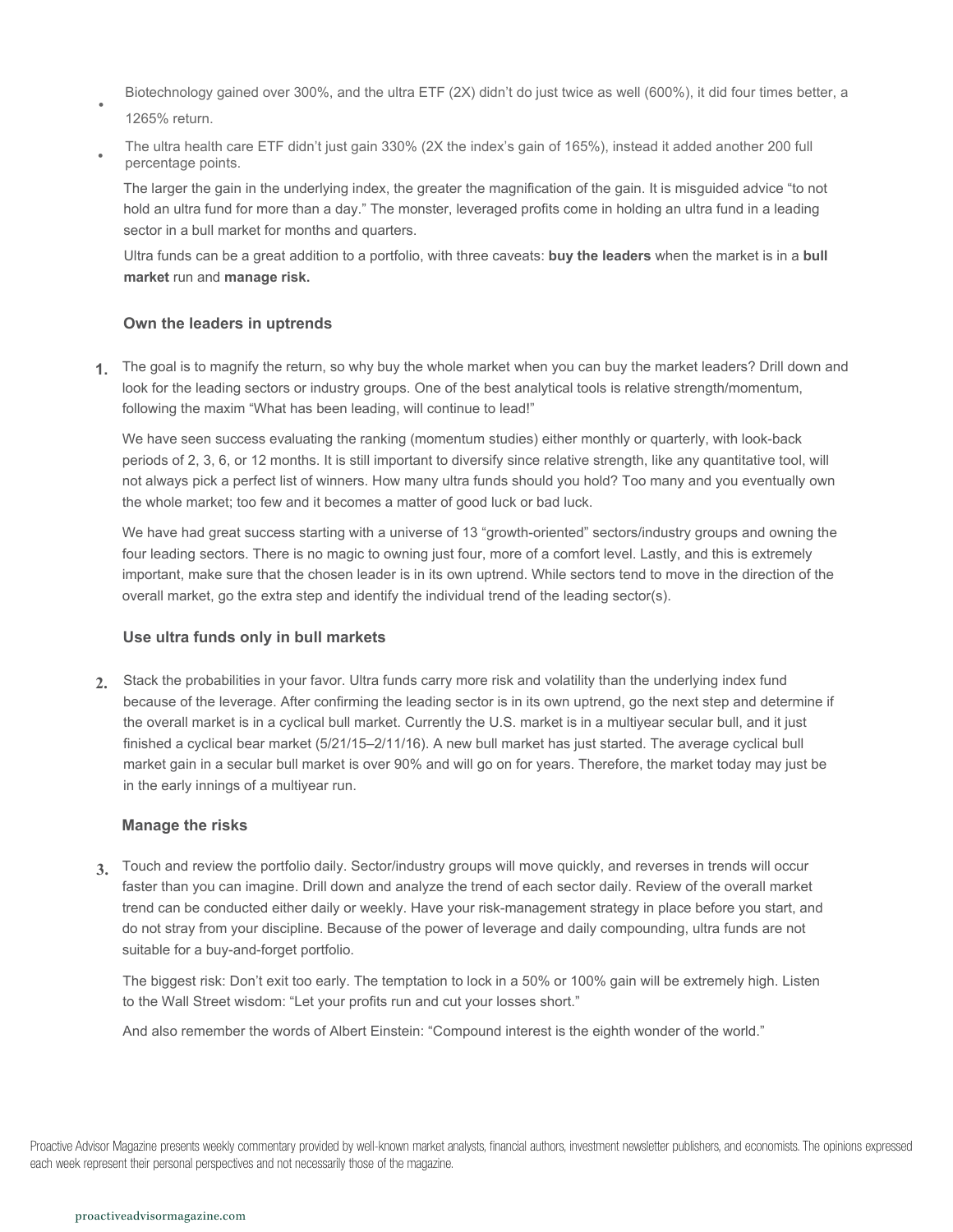- Biotechnology gained over 300%, and the ultra ETF (2X) didn't do just twice as well (600%), it did four times better, a 1265% return.
- The ultra health care ETF didn't just gain 330% (2X the index's gain of 165%), instead it added another 200 full percentage points.

The larger the gain in the underlying index, the greater the magnification of the gain. It is misguided advice "to not hold an ultra fund for more than a day." The monster, leveraged profits come in holding an ultra fund in a leading sector in a bull market for months and quarters.

Ultra funds can be a great addition to a portfolio, with three caveats: **buy the leaders** when the market is in a **bull market** run and **manage risk.**

### Own the leaders in uptrends

1. The goal is to magnify the return, so why buy the whole market when you can buy the market leaders? Drill down and look for the leading sectors or industry groups. One of the best analytical tools is relative strength/momentum, following the maxim "What has been leading, will continue to lead!"

   We have seen success evaluating the ranking (momentum studies) either monthly or quarterly, with look-back periods of 2, 3, 6, or 12 months. It is still important to diversify since relative strength, like any quantitative tool, will not always pick a perfect list of winners. How many ultra funds should you hold? Too many and you eventually own the whole market; too few and it becomes a matter of good luck or bad luck.

   We have had great success starting with a universe of 13 "growth-oriented" sectors/industry groups and owning the four leading sectors. There is no magic to owning just four, more of a comfort level. Lastly, and this is extremely important, make sure that the chosen leader is in its own uptrend. While sectors tend to move in the direction of the overall market, go the extra step and identify the individual trend of the leading sector(s).

### Use ultra funds only in bull markets

2. Stack the probabilities in your favor. Ultra funds carry more risk and volatility than the underlying index fund because of the leverage. After confirming the leading sector is in its own uptrend, go the next step and determine if the overall market is in a cyclical bull market. Currently the U.S. market is in a multiyear secular bull, and it just finished a cyclical bear market (5/21/15–2/11/16). A new bull market has just started. The average cyclical bull market gain in a secular bull market is over 90% and will go on for years. Therefore, the market today may just be in the early innings of a multiyear run.

### Manage the risks

3. Touch and review the portfolio daily. Sector/industry groups will move quickly, and reverses in trends will occur faster than you can imagine. Drill down and analyze the trend of each sector daily. Review of the overall market trend can be conducted either daily or weekly. Have your risk-management strategy in place before you start, and do not stray from your discipline. Because of the power of leverage and daily compounding, ultra funds are not suitable for a buy-and-forget portfolio.

   The biggest risk: Don't exit too early. The temptation to lock in a 50% or 100% gain will be extremely high. Listen to the Wall Street wisdom: "Let your profits run and cut your losses short."

   And also remember the words of Albert Einstein: "Compound interest is the eighth wonder of the world."

Proactive Advisor Magazine presents weekly commentary provided by well-known market analysts, financial authors, investment newsletter publishers, and economists. The opinions expressed each week represent their personal perspectives and not necessarily those of the magazine.